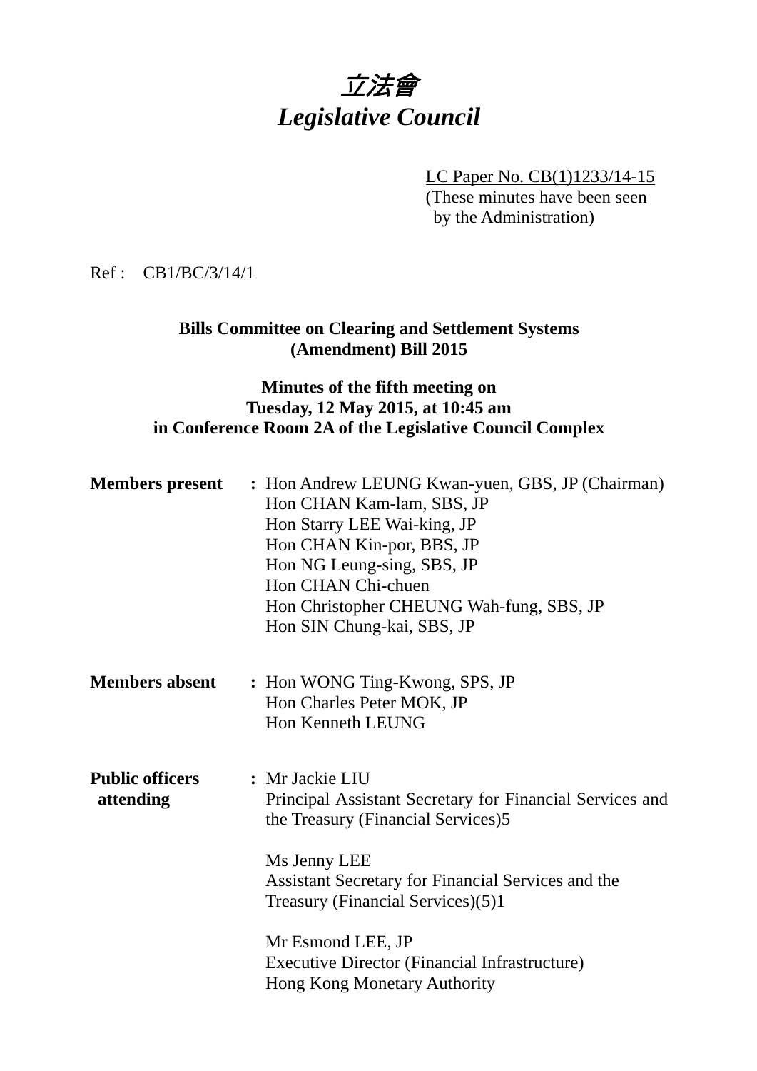# *立法會*
# *Legislative Council*

LC Paper No. CB(1)1233/14-15
(These minutes have been seen by the Administration)

Ref : CB1/BC/3/14/1

**Bills Committee on Clearing and Settlement Systems (Amendment) Bill 2015**

**Minutes of the fifth meeting on Tuesday, 12 May 2015, at 10:45 am in Conference Room 2A of the Legislative Council Complex**

| | |
|---|---|
| **Members present** | : Hon Andrew LEUNG Kwan-yuen, GBS, JP (Chairman)<br>Hon CHAN Kam-lam, SBS, JP<br>Hon Starry LEE Wai-king, JP<br>Hon CHAN Kin-por, BBS, JP<br>Hon NG Leung-sing, SBS, JP<br>Hon CHAN Chi-chuen<br>Hon Christopher CHEUNG Wah-fung, SBS, JP<br>Hon SIN Chung-kai, SBS, JP |
| **Members absent** | : Hon WONG Ting-Kwong, SPS, JP<br>Hon Charles Peter MOK, JP<br>Hon Kenneth LEUNG |
| **Public officers attending** | : Mr Jackie LIU<br>Principal Assistant Secretary for Financial Services and the Treasury (Financial Services)5<br><br>Ms Jenny LEE<br>Assistant Secretary for Financial Services and the Treasury (Financial Services)(5)1<br><br>Mr Esmond LEE, JP<br>Executive Director (Financial Infrastructure)<br>Hong Kong Monetary Authority |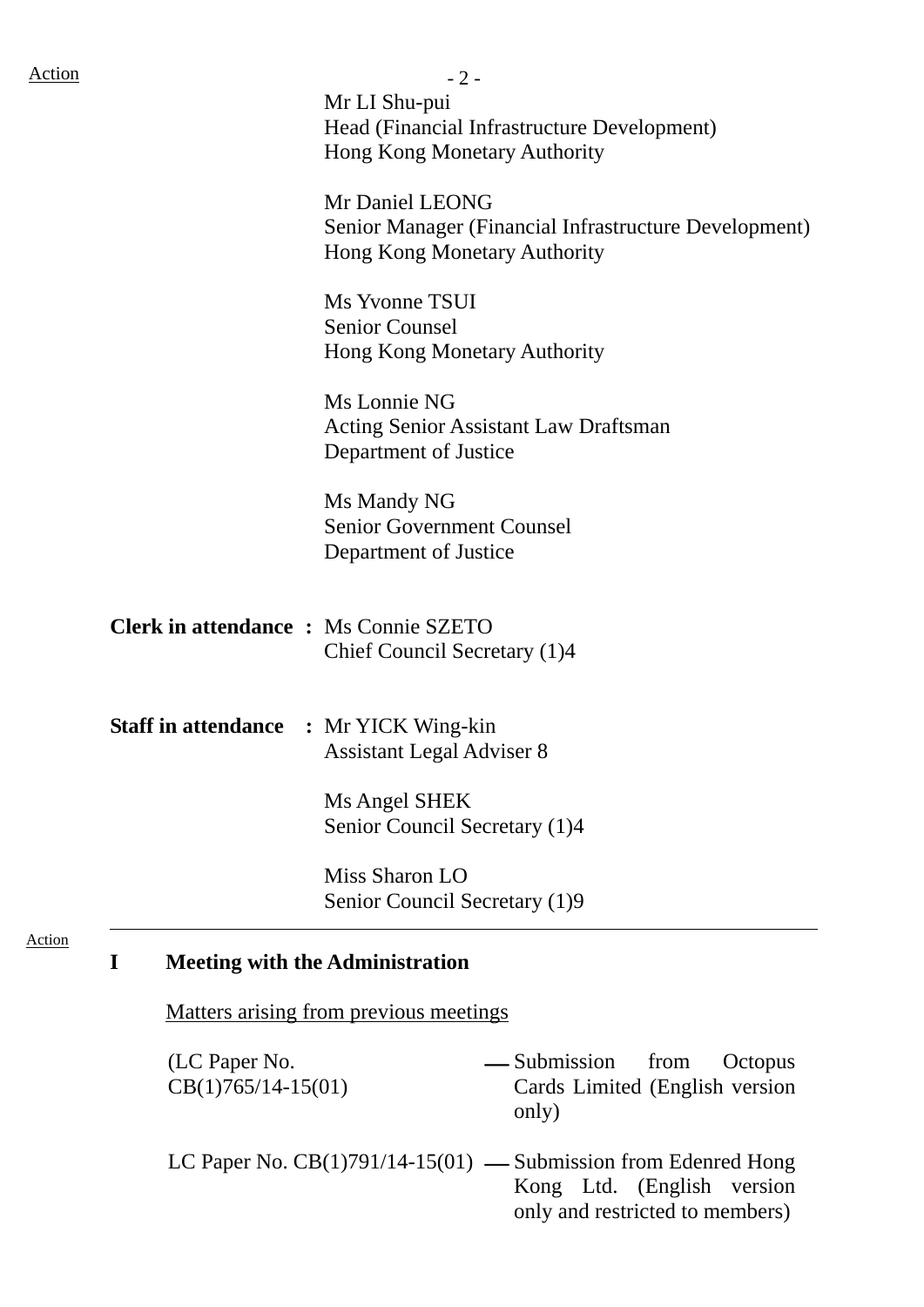Action

Mr LI Shu-pui
Head (Financial Infrastructure Development)
Hong Kong Monetary Authority

Mr Daniel LEONG
Senior Manager (Financial Infrastructure Development)
Hong Kong Monetary Authority

Ms Yvonne TSUI
Senior Counsel
Hong Kong Monetary Authority

Ms Lonnie NG
Acting Senior Assistant Law Draftsman
Department of Justice

Ms Mandy NG
Senior Government Counsel
Department of Justice

**Clerk in attendance :** Ms Connie SZETO
Chief Council Secretary (1)4

**Staff in attendance :** Mr YICK Wing-kin
Assistant Legal Adviser 8

Ms Angel SHEK
Senior Council Secretary (1)4

Miss Sharon LO
Senior Council Secretary (1)9

---

Action

## I Meeting with the Administration

Matters arising from previous meetings

(LC Paper No. CB(1)765/14-15(01) — Submission from Octopus Cards Limited (English version only)

LC Paper No. CB(1)791/14-15(01) — Submission from Edenred Hong Kong Ltd. (English version only and restricted to members)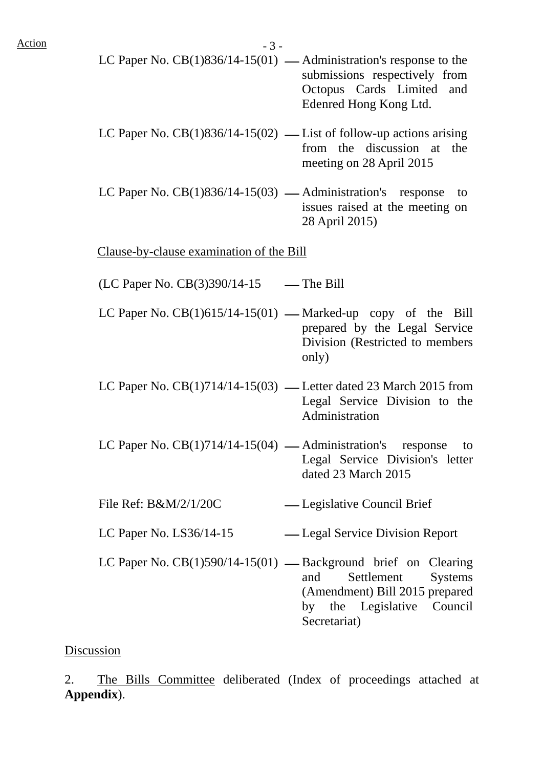Action

LC Paper No. CB(1)836/14-15(01) — Administration's response to the submissions respectively from Octopus Cards Limited and Edenred Hong Kong Ltd.

LC Paper No. CB(1)836/14-15(02) — List of follow-up actions arising from the discussion at the meeting on 28 April 2015

LC Paper No. CB(1)836/14-15(03) — Administration's response to issues raised at the meeting on 28 April 2015)

Clause-by-clause examination of the Bill

(LC Paper No. CB(3)390/14-15 — The Bill

LC Paper No. CB(1)615/14-15(01) — Marked-up copy of the Bill prepared by the Legal Service Division (Restricted to members only)

LC Paper No. CB(1)714/14-15(03) — Letter dated 23 March 2015 from Legal Service Division to the Administration

LC Paper No. CB(1)714/14-15(04) — Administration's response to Legal Service Division's letter dated 23 March 2015

File Ref: B&M/2/1/20C — Legislative Council Brief

LC Paper No. LS36/14-15 — Legal Service Division Report

LC Paper No. CB(1)590/14-15(01) — Background brief on Clearing and Settlement Systems (Amendment) Bill 2015 prepared by the Legislative Council Secretariat)

Discussion

2. The Bills Committee deliberated (Index of proceedings attached at **Appendix**).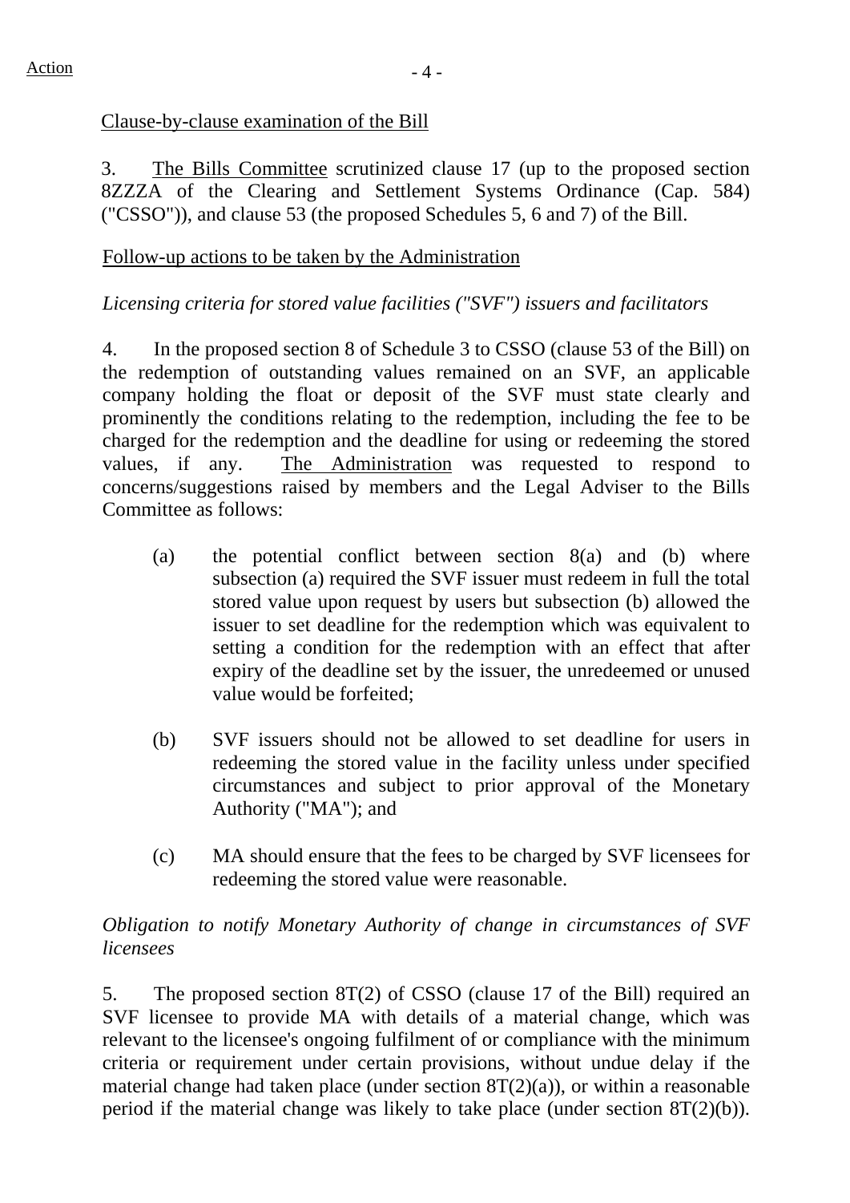Action

<u>Clause-by-clause examination of the Bill</u>

3. <u>The Bills Committee</u> scrutinized clause 17 (up to the proposed section 8ZZZA of the Clearing and Settlement Systems Ordinance (Cap. 584) ("CSSO")), and clause 53 (the proposed Schedules 5, 6 and 7) of the Bill.

<u>Follow-up actions to be taken by the Administration</u>

*Licensing criteria for stored value facilities ("SVF") issuers and facilitators*

4. In the proposed section 8 of Schedule 3 to CSSO (clause 53 of the Bill) on the redemption of outstanding values remained on an SVF, an applicable company holding the float or deposit of the SVF must state clearly and prominently the conditions relating to the redemption, including the fee to be charged for the redemption and the deadline for using or redeeming the stored values, if any. <u>The Administration</u> was requested to respond to concerns/suggestions raised by members and the Legal Adviser to the Bills Committee as follows:

(a) the potential conflict between section 8(a) and (b) where subsection (a) required the SVF issuer must redeem in full the total stored value upon request by users but subsection (b) allowed the issuer to set deadline for the redemption which was equivalent to setting a condition for the redemption with an effect that after expiry of the deadline set by the issuer, the unredeemed or unused value would be forfeited;

(b) SVF issuers should not be allowed to set deadline for users in redeeming the stored value in the facility unless under specified circumstances and subject to prior approval of the Monetary Authority ("MA"); and

(c) MA should ensure that the fees to be charged by SVF licensees for redeeming the stored value were reasonable.

*Obligation to notify Monetary Authority of change in circumstances of SVF licensees*

5. The proposed section 8T(2) of CSSO (clause 17 of the Bill) required an SVF licensee to provide MA with details of a material change, which was relevant to the licensee's ongoing fulfilment of or compliance with the minimum criteria or requirement under certain provisions, without undue delay if the material change had taken place (under section 8T(2)(a)), or within a reasonable period if the material change was likely to take place (under section 8T(2)(b)).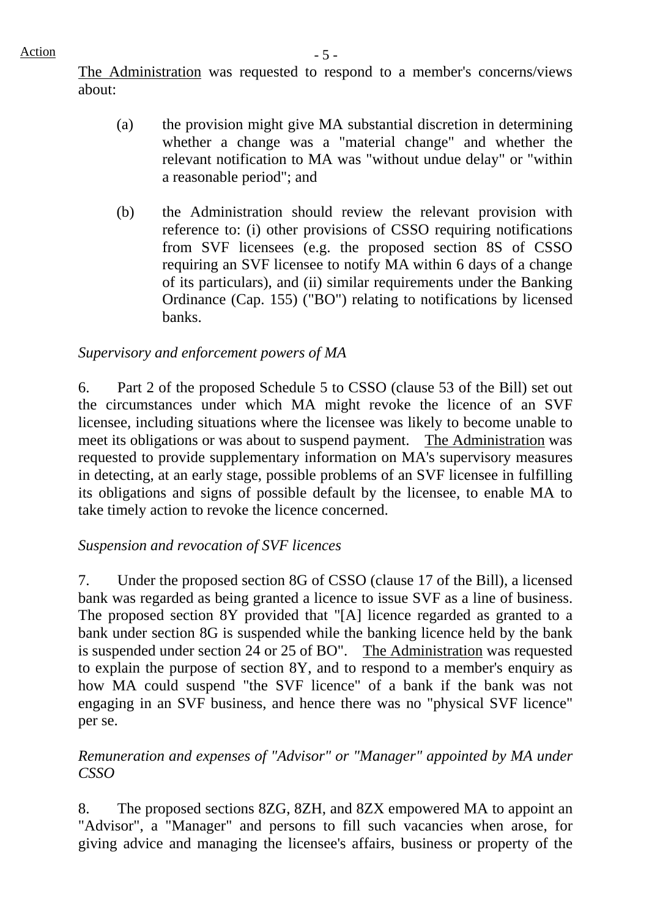Action

<u>The Administration</u> was requested to respond to a member's concerns/views about:

(a) the provision might give MA substantial discretion in determining whether a change was a "material change" and whether the relevant notification to MA was "without undue delay" or "within a reasonable period"; and

(b) the Administration should review the relevant provision with reference to: (i) other provisions of CSSO requiring notifications from SVF licensees (e.g. the proposed section 8S of CSSO requiring an SVF licensee to notify MA within 6 days of a change of its particulars), and (ii) similar requirements under the Banking Ordinance (Cap. 155) ("BO") relating to notifications by licensed banks.

*Supervisory and enforcement powers of MA*

6. Part 2 of the proposed Schedule 5 to CSSO (clause 53 of the Bill) set out the circumstances under which MA might revoke the licence of an SVF licensee, including situations where the licensee was likely to become unable to meet its obligations or was about to suspend payment. <u>The Administration</u> was requested to provide supplementary information on MA's supervisory measures in detecting, at an early stage, possible problems of an SVF licensee in fulfilling its obligations and signs of possible default by the licensee, to enable MA to take timely action to revoke the licence concerned.

*Suspension and revocation of SVF licences*

7. Under the proposed section 8G of CSSO (clause 17 of the Bill), a licensed bank was regarded as being granted a licence to issue SVF as a line of business. The proposed section 8Y provided that "[A] licence regarded as granted to a bank under section 8G is suspended while the banking licence held by the bank is suspended under section 24 or 25 of BO". <u>The Administration</u> was requested to explain the purpose of section 8Y, and to respond to a member's enquiry as how MA could suspend "the SVF licence" of a bank if the bank was not engaging in an SVF business, and hence there was no "physical SVF licence" per se.

*Remuneration and expenses of "Advisor" or "Manager" appointed by MA under CSSO*

8. The proposed sections 8ZG, 8ZH, and 8ZX empowered MA to appoint an "Advisor", a "Manager" and persons to fill such vacancies when arose, for giving advice and managing the licensee's affairs, business or property of the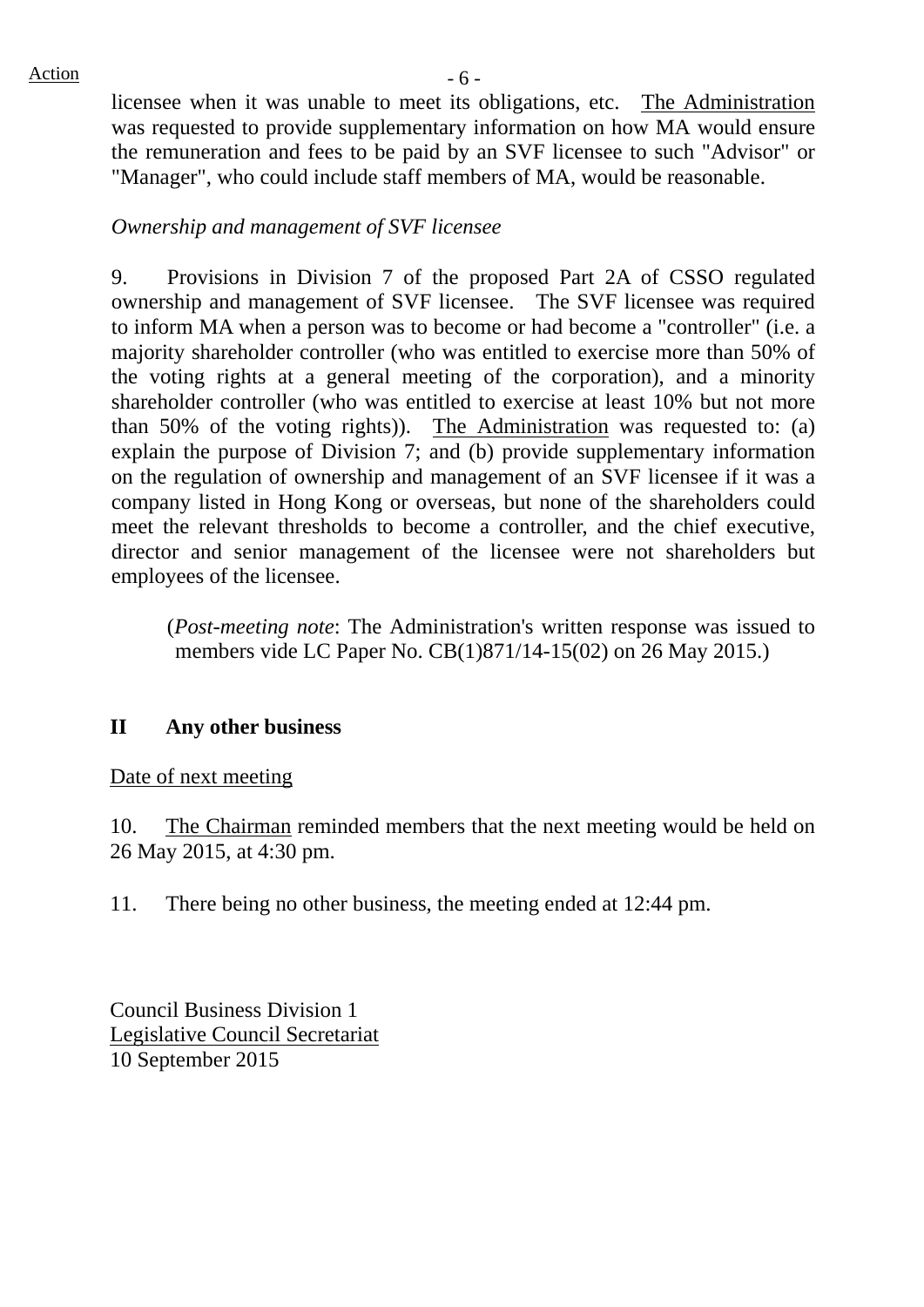Action

licensee when it was unable to meet its obligations, etc. The Administration was requested to provide supplementary information on how MA would ensure the remuneration and fees to be paid by an SVF licensee to such "Advisor" or "Manager", who could include staff members of MA, would be reasonable.

*Ownership and management of SVF licensee*

9. Provisions in Division 7 of the proposed Part 2A of CSSO regulated ownership and management of SVF licensee. The SVF licensee was required to inform MA when a person was to become or had become a "controller" (i.e. a majority shareholder controller (who was entitled to exercise more than 50% of the voting rights at a general meeting of the corporation), and a minority shareholder controller (who was entitled to exercise at least 10% but not more than 50% of the voting rights)). The Administration was requested to: (a) explain the purpose of Division 7; and (b) provide supplementary information on the regulation of ownership and management of an SVF licensee if it was a company listed in Hong Kong or overseas, but none of the shareholders could meet the relevant thresholds to become a controller, and the chief executive, director and senior management of the licensee were not shareholders but employees of the licensee.

> (*Post-meeting note*: The Administration's written response was issued to members vide LC Paper No. CB(1)871/14-15(02) on 26 May 2015.)

## II Any other business

Date of next meeting

10. The Chairman reminded members that the next meeting would be held on 26 May 2015, at 4:30 pm.

11. There being no other business, the meeting ended at 12:44 pm.

Council Business Division 1
Legislative Council Secretariat
10 September 2015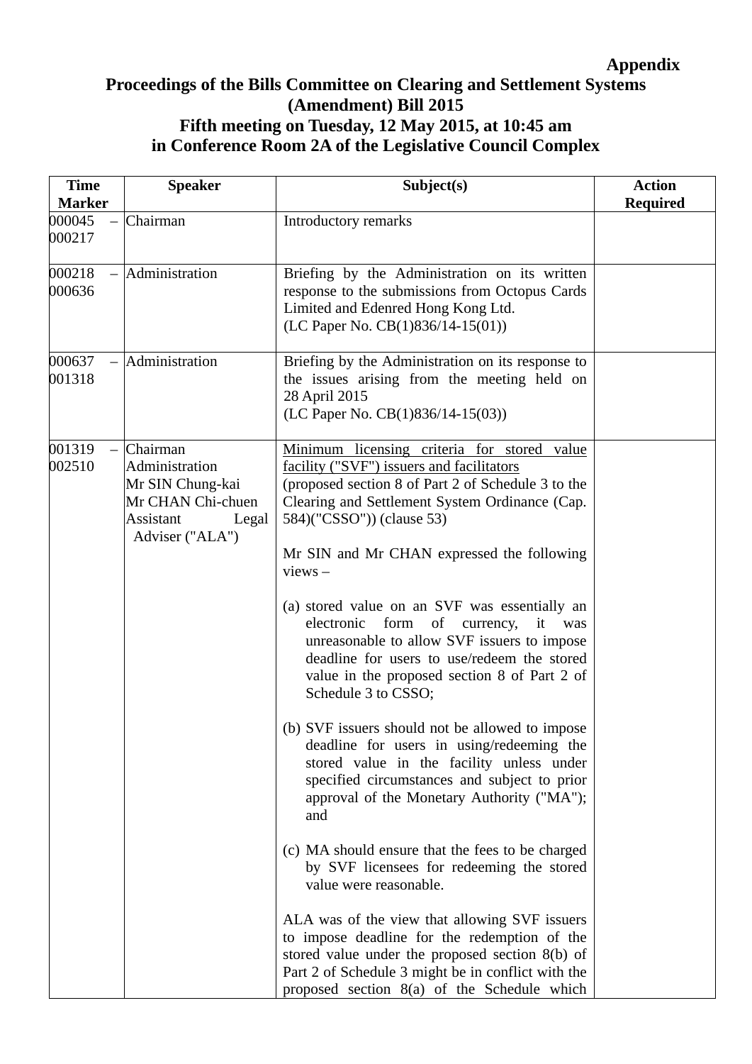**Appendix**

# Proceedings of the Bills Committee on Clearing and Settlement Systems (Amendment) Bill 2015
## Fifth meeting on Tuesday, 12 May 2015, at 10:45 am in Conference Room 2A of the Legislative Council Complex

| Time Marker | Speaker | Subject(s) | Action Required |
|---|---|---|---|
| 000045 – 000217 | Chairman | Introductory remarks | |
| 000218 – 000636 | Administration | Briefing by the Administration on its written response to the submissions from Octopus Cards Limited and Edenred Hong Kong Ltd.<br>(LC Paper No. CB(1)836/14-15(01)) | |
| 000637 – 001318 | Administration | Briefing by the Administration on its response to the issues arising from the meeting held on 28 April 2015<br>(LC Paper No. CB(1)836/14-15(03)) | |
| 001319 – 002510 | Chairman<br>Administration<br>Mr SIN Chung-kai<br>Mr CHAN Chi-chuen<br>Assistant Legal Adviser ("ALA") | <u>Minimum licensing criteria for stored value facility ("SVF") issuers and facilitators</u><br>(proposed section 8 of Part 2 of Schedule 3 to the Clearing and Settlement System Ordinance (Cap. 584)("CSSO")) (clause 53)<br><br>Mr SIN and Mr CHAN expressed the following views –<br><br>(a) stored value on an SVF was essentially an electronic form of currency, it was unreasonable to allow SVF issuers to impose deadline for users to use/redeem the stored value in the proposed section 8 of Part 2 of Schedule 3 to CSSO;<br><br>(b) SVF issuers should not be allowed to impose deadline for users in using/redeeming the stored value in the facility unless under specified circumstances and subject to prior approval of the Monetary Authority ("MA"); and<br><br>(c) MA should ensure that the fees to be charged by SVF licensees for redeeming the stored value were reasonable.<br><br>ALA was of the view that allowing SVF issuers to impose deadline for the redemption of the stored value under the proposed section 8(b) of Part 2 of Schedule 3 might be in conflict with the proposed section 8(a) of the Schedule which | |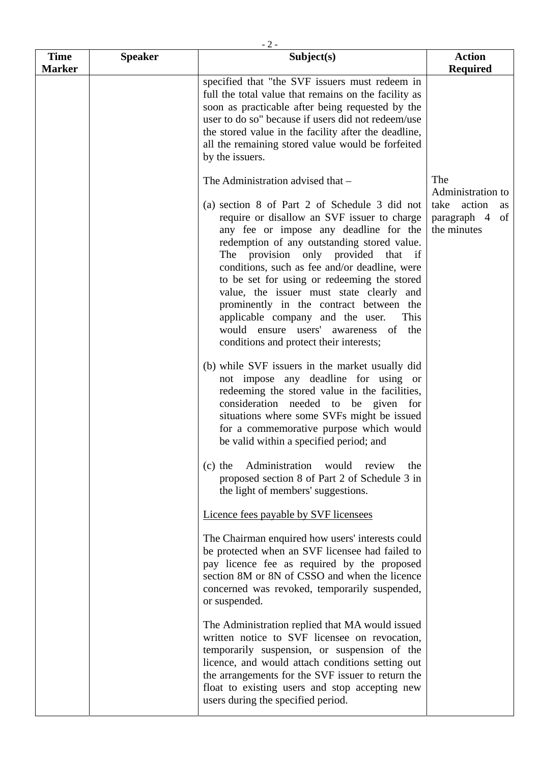| Time Marker | Speaker | Subject(s) | Action Required |
|---|---|---|---|
| | | specified that "the SVF issuers must redeem in full the total value that remains on the facility as soon as practicable after being requested by the user to do so" because if users did not redeem/use the stored value in the facility after the deadline, all the remaining stored value would be forfeited by the issuers.<br><br>The Administration advised that –<br><br>(a) section 8 of Part 2 of Schedule 3 did not require or disallow an SVF issuer to charge any fee or impose any deadline for the redemption of any outstanding stored value. The provision only provided that if conditions, such as fee and/or deadline, were to be set for using or redeeming the stored value, the issuer must state clearly and prominently in the contract between the applicable company and the user. This would ensure users' awareness of the conditions and protect their interests;<br><br>(b) while SVF issuers in the market usually did not impose any deadline for using or redeeming the stored value in the facilities, consideration needed to be given for situations where some SVFs might be issued for a commemorative purpose which would be valid within a specified period; and<br><br>(c) the Administration would review the proposed section 8 of Part 2 of Schedule 3 in the light of members' suggestions.<br><br><u>Licence fees payable by SVF licensees</u><br><br>The Chairman enquired how users' interests could be protected when an SVF licensee had failed to pay licence fee as required by the proposed section 8M or 8N of CSSO and when the licence concerned was revoked, temporarily suspended, or suspended.<br><br>The Administration replied that MA would issued written notice to SVF licensee on revocation, temporarily suspension, or suspension of the licence, and would attach conditions setting out the arrangements for the SVF issuer to return the float to existing users and stop accepting new users during the specified period. | The Administration to take action as paragraph 4 of the minutes |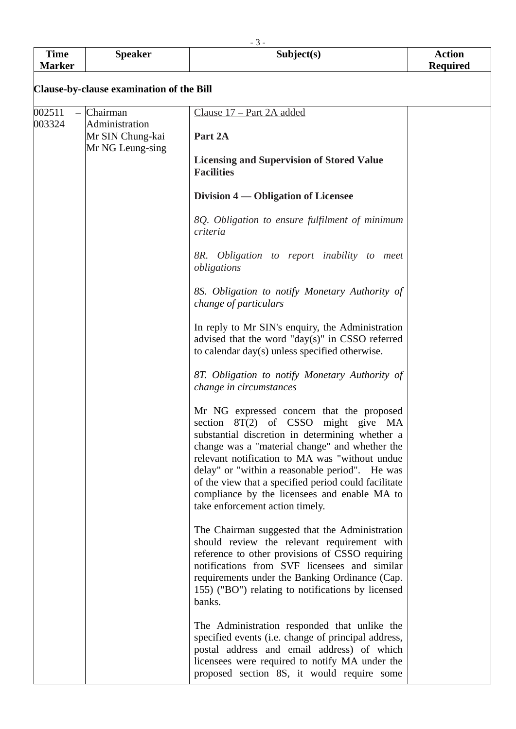| Time Marker | Speaker | Subject(s) | Action Required |
|---|---|---|---|
| **Clause-by-clause examination of the Bill** | | | |
| 002511 – 003324 | Chairman<br>Administration<br>Mr SIN Chung-kai<br>Mr NG Leung-sing | <u>Clause 17 – Part 2A added</u><br><br>**Part 2A**<br><br>**Licensing and Supervision of Stored Value Facilities**<br><br>**Division 4 — Obligation of Licensee**<br><br>*8Q. Obligation to ensure fulfilment of minimum criteria*<br><br>*8R. Obligation to report inability to meet obligations*<br><br>*8S. Obligation to notify Monetary Authority of change of particulars*<br><br>In reply to Mr SIN's enquiry, the Administration advised that the word "day(s)" in CSSO referred to calendar day(s) unless specified otherwise.<br><br>*8T. Obligation to notify Monetary Authority of change in circumstances*<br><br>Mr NG expressed concern that the proposed section 8T(2) of CSSO might give MA substantial discretion in determining whether a change was a "material change" and whether the relevant notification to MA was "without undue delay" or "within a reasonable period". He was of the view that a specified period could facilitate compliance by the licensees and enable MA to take enforcement action timely.<br><br>The Chairman suggested that the Administration should review the relevant requirement with reference to other provisions of CSSO requiring notifications from SVF licensees and similar requirements under the Banking Ordinance (Cap. 155) ("BO") relating to notifications by licensed banks.<br><br>The Administration responded that unlike the specified events (i.e. change of principal address, postal address and email address) of which licensees were required to notify MA under the proposed section 8S, it would require some | |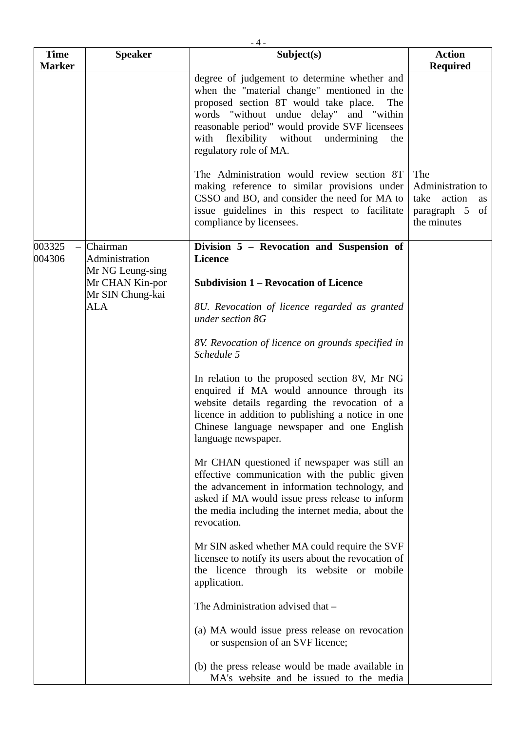| Time Marker | Speaker | Subject(s) | Action Required |
|---|---|---|---|
| | | degree of judgement to determine whether and when the "material change" mentioned in the proposed section 8T would take place. The words "without undue delay" and "within reasonable period" would provide SVF licensees with flexibility without undermining the regulatory role of MA.<br><br>The Administration would review section 8T making reference to similar provisions under CSSO and BO, and consider the need for MA to issue guidelines in this respect to facilitate compliance by licensees. | <br><br><br><br><br><br>The Administration to take action as paragraph 5 of the minutes |
| 003325 – 004306 | Chairman<br>Administration<br>Mr NG Leung-sing<br>Mr CHAN Kin-por<br>Mr SIN Chung-kai<br>ALA | **Division 5 – Revocation and Suspension of Licence**<br><br>**Subdivision 1 – Revocation of Licence**<br><br>*8U. Revocation of licence regarded as granted under section 8G*<br><br>*8V. Revocation of licence on grounds specified in Schedule 5*<br><br>In relation to the proposed section 8V, Mr NG enquired if MA would announce through its website details regarding the revocation of a licence in addition to publishing a notice in one Chinese language newspaper and one English language newspaper.<br><br>Mr CHAN questioned if newspaper was still an effective communication with the public given the advancement in information technology, and asked if MA would issue press release to inform the media including the internet media, about the revocation.<br><br>Mr SIN asked whether MA could require the SVF licensee to notify its users about the revocation of the licence through its website or mobile application.<br><br>The Administration advised that –<br><br>(a) MA would issue press release on revocation or suspension of an SVF licence;<br><br>(b) the press release would be made available in MA's website and be issued to the media | |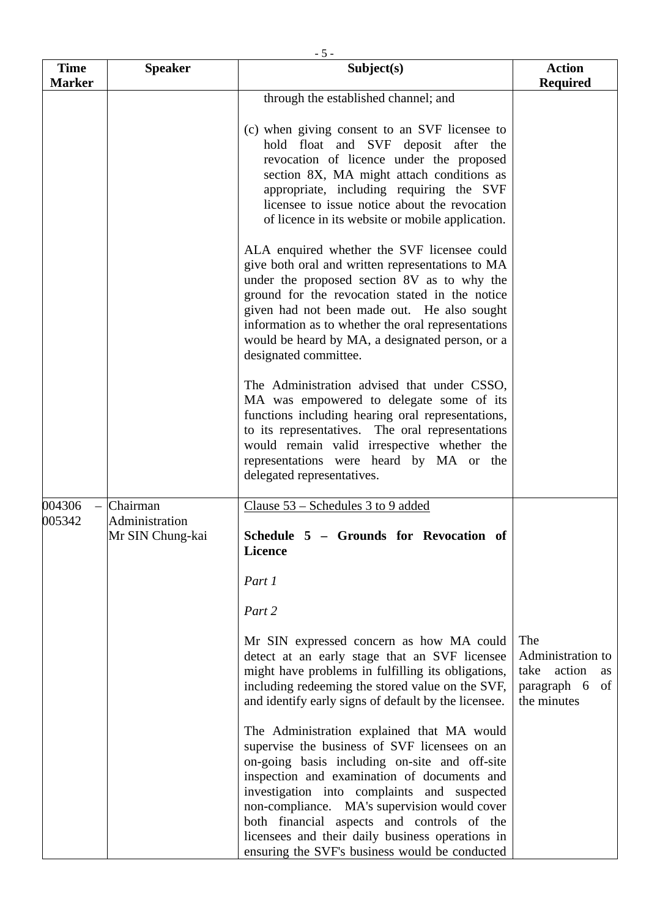| Time Marker | Speaker | Subject(s) | Action Required |
|---|---|---|---|
| | | through the established channel; and<br><br>(c) when giving consent to an SVF licensee to hold float and SVF deposit after the revocation of licence under the proposed section 8X, MA might attach conditions as appropriate, including requiring the SVF licensee to issue notice about the revocation of licence in its website or mobile application.<br><br>ALA enquired whether the SVF licensee could give both oral and written representations to MA under the proposed section 8V as to why the ground for the revocation stated in the notice given had not been made out. He also sought information as to whether the oral representations would be heard by MA, a designated person, or a designated committee.<br><br>The Administration advised that under CSSO, MA was empowered to delegate some of its functions including hearing oral representations, to its representatives. The oral representations would remain valid irrespective whether the representations were heard by MA or the delegated representatives. | |
| 004306 – 005342 | Chairman<br>Administration<br>Mr SIN Chung-kai | <u>Clause 53 – Schedules 3 to 9 added</u><br><br>**Schedule 5 – Grounds for Revocation of Licence**<br><br>*Part 1*<br><br>*Part 2*<br><br>Mr SIN expressed concern as how MA could detect at an early stage that an SVF licensee might have problems in fulfilling its obligations, including redeeming the stored value on the SVF, and identify early signs of default by the licensee.<br><br>The Administration explained that MA would supervise the business of SVF licensees on an on-going basis including on-site and off-site inspection and examination of documents and investigation into complaints and suspected non-compliance. MA's supervision would cover both financial aspects and controls of the licensees and their daily business operations in ensuring the SVF's business would be conducted | The Administration to take action as paragraph 6 of the minutes |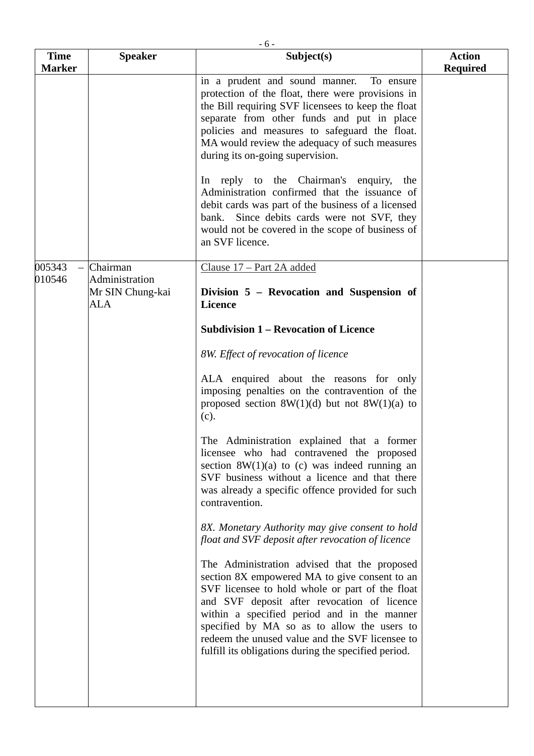| Time Marker | Speaker | Subject(s) | Action Required |
|---|---|---|---|
| | | in a prudent and sound manner. To ensure protection of the float, there were provisions in the Bill requiring SVF licensees to keep the float separate from other funds and put in place policies and measures to safeguard the float. MA would review the adequacy of such measures during its on-going supervision.<br><br>In reply to the Chairman's enquiry, the Administration confirmed that the issuance of debit cards was part of the business of a licensed bank. Since debits cards were not SVF, they would not be covered in the scope of business of an SVF licence. | |
| 005343 – 010546 | Chairman<br>Administration<br>Mr SIN Chung-kai<br>ALA | <u>Clause 17 – Part 2A added</u><br><br>**Division 5 – Revocation and Suspension of Licence**<br><br>**Subdivision 1 – Revocation of Licence**<br><br>*8W. Effect of revocation of licence*<br><br>ALA enquired about the reasons for only imposing penalties on the contravention of the proposed section 8W(1)(d) but not 8W(1)(a) to (c).<br><br>The Administration explained that a former licensee who had contravened the proposed section 8W(1)(a) to (c) was indeed running an SVF business without a licence and that there was already a specific offence provided for such contravention.<br><br>*8X. Monetary Authority may give consent to hold float and SVF deposit after revocation of licence*<br><br>The Administration advised that the proposed section 8X empowered MA to give consent to an SVF licensee to hold whole or part of the float and SVF deposit after revocation of licence within a specified period and in the manner specified by MA so as to allow the users to redeem the unused value and the SVF licensee to fulfill its obligations during the specified period. | |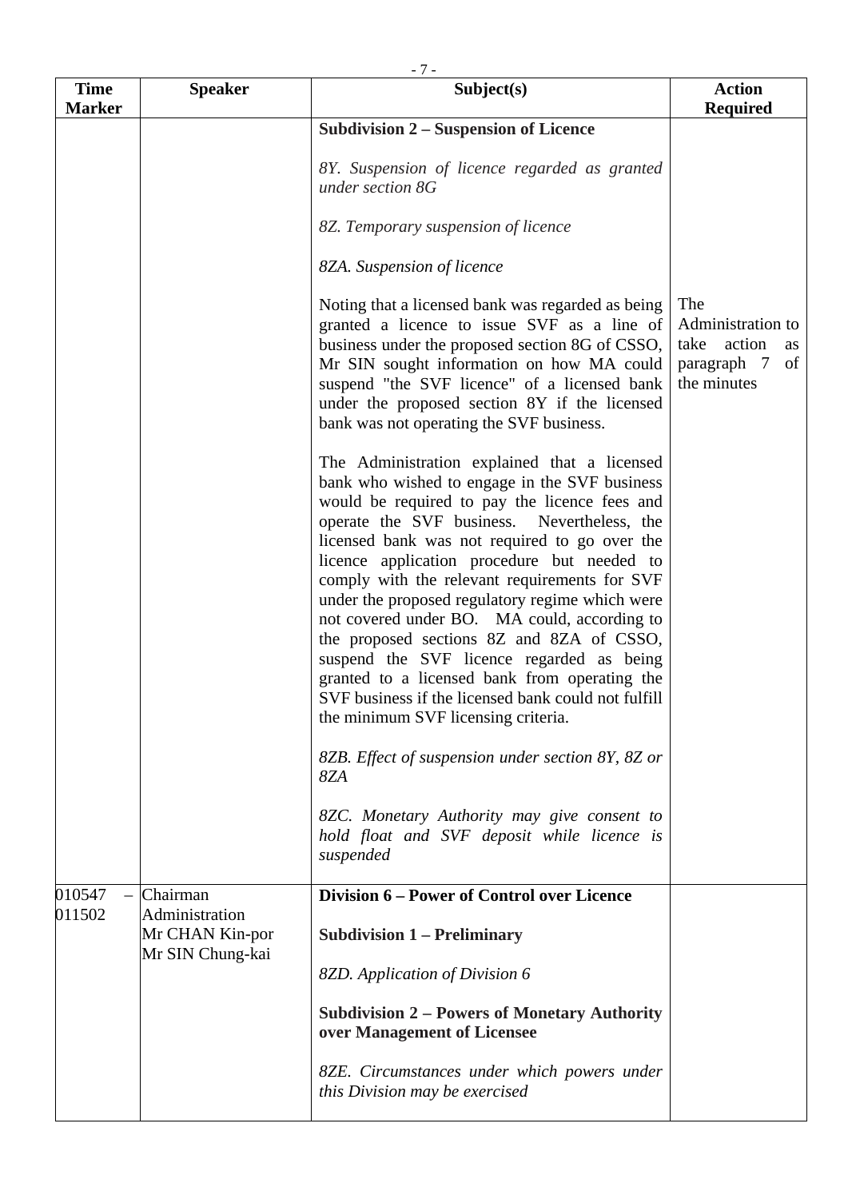| Time Marker | Speaker | Subject(s) | Action Required |
|---|---|---|---|
| | | **Subdivision 2 – Suspension of Licence**<br><br>*8Y. Suspension of licence regarded as granted under section 8G*<br><br>*8Z. Temporary suspension of licence*<br><br>*8ZA. Suspension of licence*<br><br>Noting that a licensed bank was regarded as being granted a licence to issue SVF as a line of business under the proposed section 8G of CSSO, Mr SIN sought information on how MA could suspend "the SVF licence" of a licensed bank under the proposed section 8Y if the licensed bank was not operating the SVF business.<br><br>The Administration explained that a licensed bank who wished to engage in the SVF business would be required to pay the licence fees and operate the SVF business. Nevertheless, the licensed bank was not required to go over the licence application procedure but needed to comply with the relevant requirements for SVF under the proposed regulatory regime which were not covered under BO. MA could, according to the proposed sections 8Z and 8ZA of CSSO, suspend the SVF licence regarded as being granted to a licensed bank from operating the SVF business if the licensed bank could not fulfill the minimum SVF licensing criteria.<br><br>*8ZB. Effect of suspension under section 8Y, 8Z or 8ZA*<br><br>*8ZC. Monetary Authority may give consent to hold float and SVF deposit while licence is suspended* | The Administration to take action as paragraph 7 of the minutes |
| 010547 – 011502 | Chairman<br>Administration<br>Mr CHAN Kin-por<br>Mr SIN Chung-kai | **Division 6 – Power of Control over Licence**<br><br>**Subdivision 1 – Preliminary**<br><br>*8ZD. Application of Division 6*<br><br>**Subdivision 2 – Powers of Monetary Authority over Management of Licensee**<br><br>*8ZE. Circumstances under which powers under this Division may be exercised* | |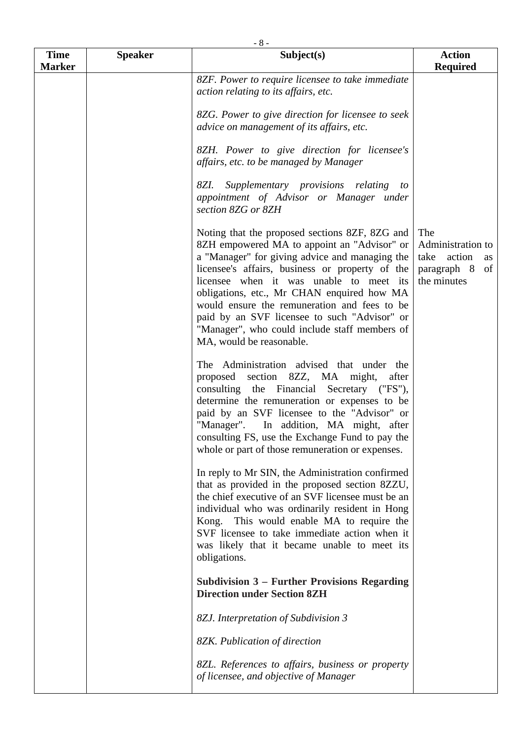| Time Marker | Speaker | Subject(s) | Action Required |
|---|---|---|---|
| | | *8ZF. Power to require licensee to take immediate action relating to its affairs, etc.*<br><br>*8ZG. Power to give direction for licensee to seek advice on management of its affairs, etc.*<br><br>*8ZH. Power to give direction for licensee's affairs, etc. to be managed by Manager*<br><br>*8ZI. Supplementary provisions relating to appointment of Advisor or Manager under section 8ZG or 8ZH*<br><br>Noting that the proposed sections 8ZF, 8ZG and 8ZH empowered MA to appoint an "Advisor" or a "Manager" for giving advice and managing the licensee's affairs, business or property of the licensee when it was unable to meet its obligations, etc., Mr CHAN enquired how MA would ensure the remuneration and fees to be paid by an SVF licensee to such "Advisor" or "Manager", who could include staff members of MA, would be reasonable.<br><br>The Administration advised that under the proposed section 8ZZ, MA might, after consulting the Financial Secretary ("FS"), determine the remuneration or expenses to be paid by an SVF licensee to the "Advisor" or "Manager". In addition, MA might, after consulting FS, use the Exchange Fund to pay the whole or part of those remuneration or expenses.<br><br>In reply to Mr SIN, the Administration confirmed that as provided in the proposed section 8ZZU, the chief executive of an SVF licensee must be an individual who was ordinarily resident in Hong Kong. This would enable MA to require the SVF licensee to take immediate action when it was likely that it became unable to meet its obligations.<br><br>**Subdivision 3 – Further Provisions Regarding Direction under Section 8ZH**<br><br>*8ZJ. Interpretation of Subdivision 3*<br><br>*8ZK. Publication of direction*<br><br>*8ZL. References to affairs, business or property of licensee, and objective of Manager* | The Administration to take action as paragraph 8 of the minutes |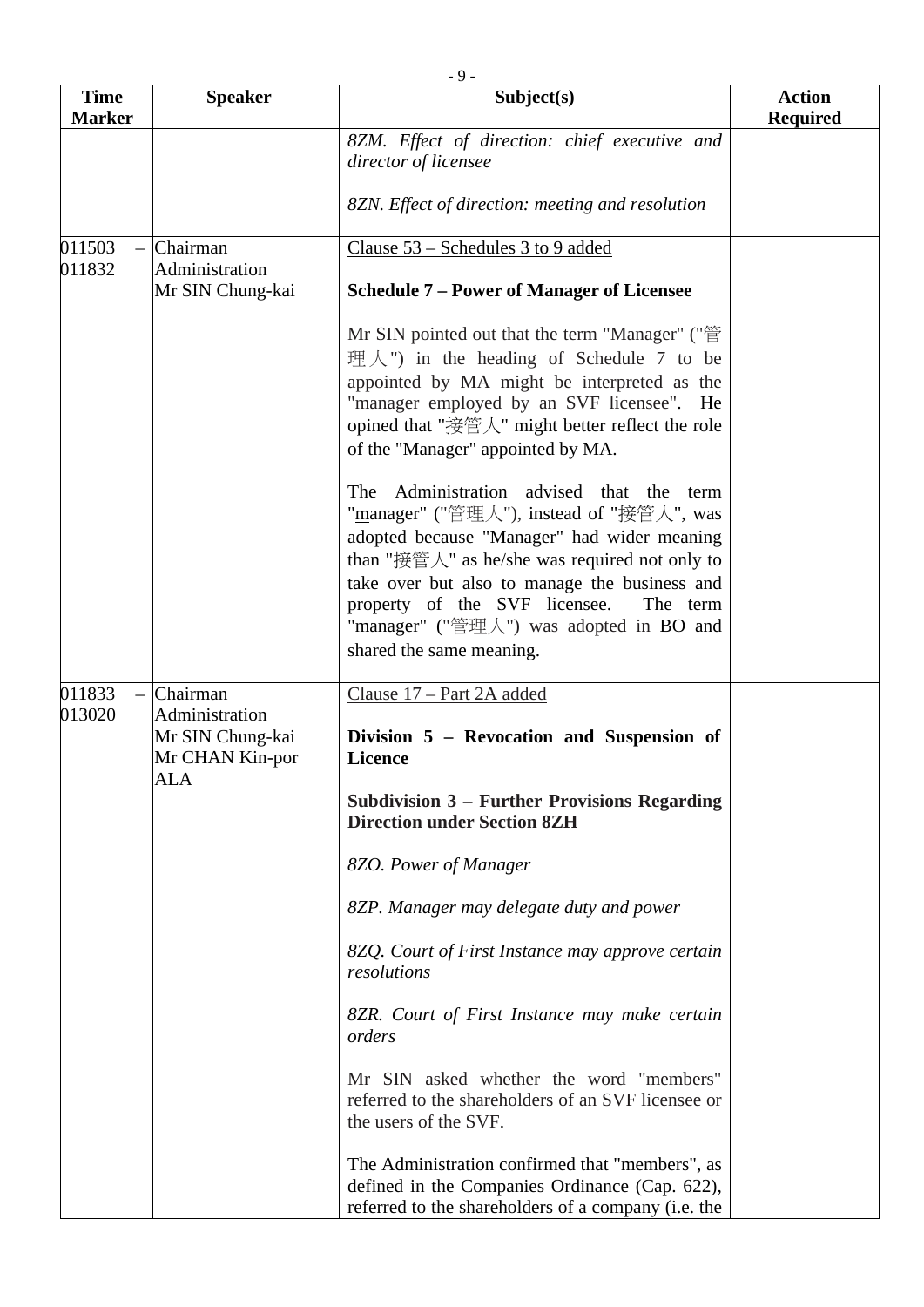| Time Marker | Speaker | Subject(s) | Action Required |
|---|---|---|---|
| | | *8ZM. Effect of direction: chief executive and director of licensee*<br><br>*8ZN. Effect of direction: meeting and resolution* | |
| 011503 – 011832 | Chairman<br>Administration<br>Mr SIN Chung-kai | Clause 53 – Schedules 3 to 9 added<br><br>**Schedule 7 – Power of Manager of Licensee**<br><br>Mr SIN pointed out that the term "Manager" ("管理人") in the heading of Schedule 7 to be appointed by MA might be interpreted as the "manager employed by an SVF licensee". He opined that "接管人" might better reflect the role of the "Manager" appointed by MA.<br><br>The Administration advised that the term "manager" ("管理人"), instead of "接管人", was adopted because "Manager" had wider meaning than "接管人" as he/she was required not only to take over but also to manage the business and property of the SVF licensee. The term "manager" ("管理人") was adopted in BO and shared the same meaning. | |
| 011833 – 013020 | Chairman<br>Administration<br>Mr SIN Chung-kai<br>Mr CHAN Kin-por<br>ALA | Clause 17 – Part 2A added<br><br>**Division 5 – Revocation and Suspension of Licence**<br><br>**Subdivision 3 – Further Provisions Regarding Direction under Section 8ZH**<br><br>*8ZO. Power of Manager*<br><br>*8ZP. Manager may delegate duty and power*<br><br>*8ZQ. Court of First Instance may approve certain resolutions*<br><br>*8ZR. Court of First Instance may make certain orders*<br><br>Mr SIN asked whether the word "members" referred to the shareholders of an SVF licensee or the users of the SVF.<br><br>The Administration confirmed that "members", as defined in the Companies Ordinance (Cap. 622), referred to the shareholders of a company (i.e. the | |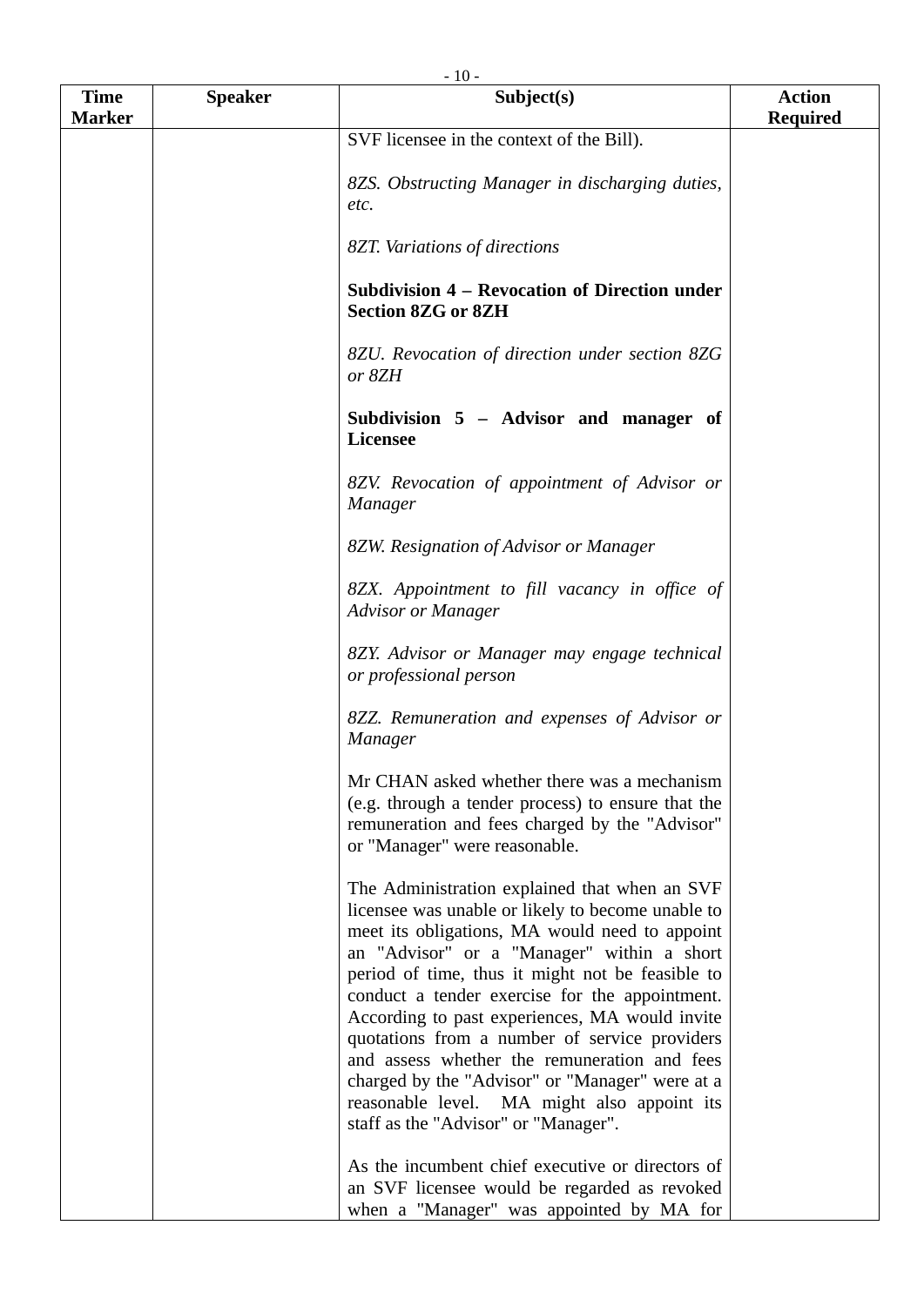| Time Marker | Speaker | Subject(s) | Action Required |
|---|---|---|---|
| | | SVF licensee in the context of the Bill).<br><br>*8ZS. Obstructing Manager in discharging duties, etc.*<br><br>*8ZT. Variations of directions*<br><br>**Subdivision 4 – Revocation of Direction under Section 8ZG or 8ZH**<br><br>*8ZU. Revocation of direction under section 8ZG or 8ZH*<br><br>**Subdivision 5 – Advisor and manager of Licensee**<br><br>*8ZV. Revocation of appointment of Advisor or Manager*<br><br>*8ZW. Resignation of Advisor or Manager*<br><br>*8ZX. Appointment to fill vacancy in office of Advisor or Manager*<br><br>*8ZY. Advisor or Manager may engage technical or professional person*<br><br>*8ZZ. Remuneration and expenses of Advisor or Manager*<br><br>Mr CHAN asked whether there was a mechanism (e.g. through a tender process) to ensure that the remuneration and fees charged by the "Advisor" or "Manager" were reasonable.<br><br>The Administration explained that when an SVF licensee was unable or likely to become unable to meet its obligations, MA would need to appoint an "Advisor" or a "Manager" within a short period of time, thus it might not be feasible to conduct a tender exercise for the appointment. According to past experiences, MA would invite quotations from a number of service providers and assess whether the remuneration and fees charged by the "Advisor" or "Manager" were at a reasonable level. MA might also appoint its staff as the "Advisor" or "Manager".<br><br>As the incumbent chief executive or directors of an SVF licensee would be regarded as revoked when a "Manager" was appointed by MA for | |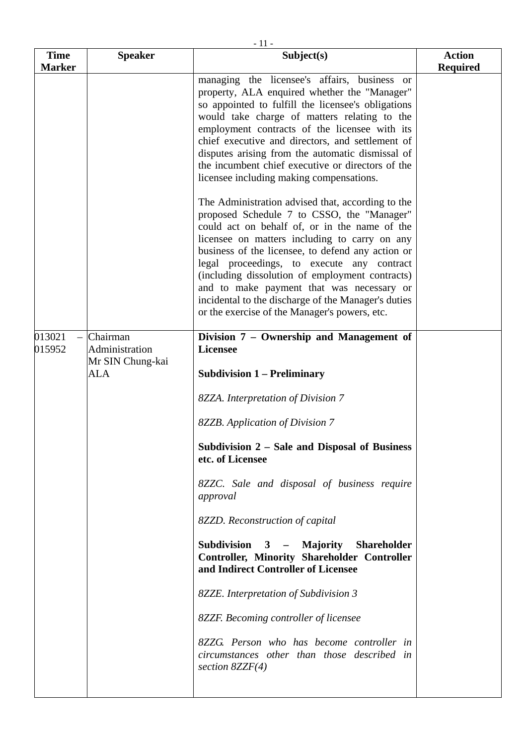| Time Marker | Speaker | Subject(s) | Action Required |
|---|---|---|---|
| | | managing the licensee's affairs, business or property, ALA enquired whether the "Manager" so appointed to fulfill the licensee's obligations would take charge of matters relating to the employment contracts of the licensee with its chief executive and directors, and settlement of disputes arising from the automatic dismissal of the incumbent chief executive or directors of the licensee including making compensations.<br><br>The Administration advised that, according to the proposed Schedule 7 to CSSO, the "Manager" could act on behalf of, or in the name of the licensee on matters including to carry on any business of the licensee, to defend any action or legal proceedings, to execute any contract (including dissolution of employment contracts) and to make payment that was necessary or incidental to the discharge of the Manager's duties or the exercise of the Manager's powers, etc. | |
| 013021 – 015952 | Chairman<br>Administration<br>Mr SIN Chung-kai<br>ALA | **Division 7 – Ownership and Management of Licensee**<br><br>**Subdivision 1 – Preliminary**<br><br>*8ZZA. Interpretation of Division 7*<br><br>*8ZZB. Application of Division 7*<br><br>**Subdivision 2 – Sale and Disposal of Business etc. of Licensee**<br><br>*8ZZC. Sale and disposal of business require approval*<br><br>*8ZZD. Reconstruction of capital*<br><br>**Subdivision 3 – Majority Shareholder Controller, Minority Shareholder Controller and Indirect Controller of Licensee**<br><br>*8ZZE. Interpretation of Subdivision 3*<br><br>*8ZZF. Becoming controller of licensee*<br><br>*8ZZG. Person who has become controller in circumstances other than those described in section 8ZZF(4)* | |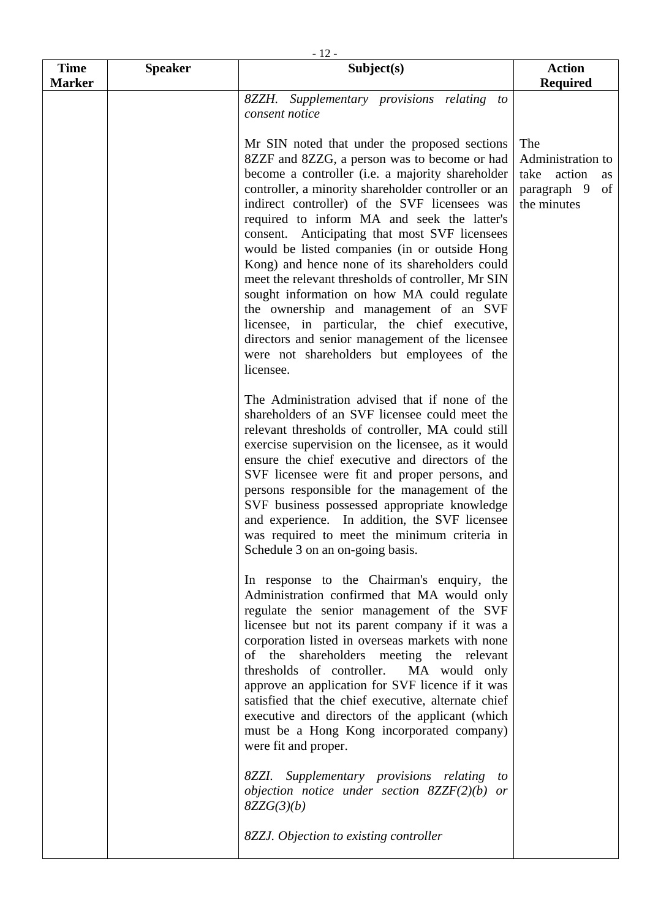| Time Marker | Speaker | Subject(s) | Action Required |
| --- | --- | --- | --- |
| | | *8ZZH. Supplementary provisions relating to consent notice* | |
| | | Mr SIN noted that under the proposed sections 8ZZF and 8ZZG, a person was to become or had become a controller (i.e. a majority shareholder controller, a minority shareholder controller or an indirect controller) of the SVF licensees was required to inform MA and seek the latter's consent. Anticipating that most SVF licensees would be listed companies (in or outside Hong Kong) and hence none of its shareholders could meet the relevant thresholds of controller, Mr SIN sought information on how MA could regulate the ownership and management of an SVF licensee, in particular, the chief executive, directors and senior management of the licensee were not shareholders but employees of the licensee. | The Administration to take action as paragraph 9 of the minutes |
| | | The Administration advised that if none of the shareholders of an SVF licensee could meet the relevant thresholds of controller, MA could still exercise supervision on the licensee, as it would ensure the chief executive and directors of the SVF licensee were fit and proper persons, and persons responsible for the management of the SVF business possessed appropriate knowledge and experience. In addition, the SVF licensee was required to meet the minimum criteria in Schedule 3 on an on-going basis. | |
| | | In response to the Chairman's enquiry, the Administration confirmed that MA would only regulate the senior management of the SVF licensee but not its parent company if it was a corporation listed in overseas markets with none of the shareholders meeting the relevant thresholds of controller. MA would only approve an application for SVF licence if it was satisfied that the chief executive, alternate chief executive and directors of the applicant (which must be a Hong Kong incorporated company) were fit and proper. | |
| | | *8ZZI. Supplementary provisions relating to objection notice under section 8ZZF(2)(b) or 8ZZG(3)(b)* | |
| | | *8ZZJ. Objection to existing controller* | |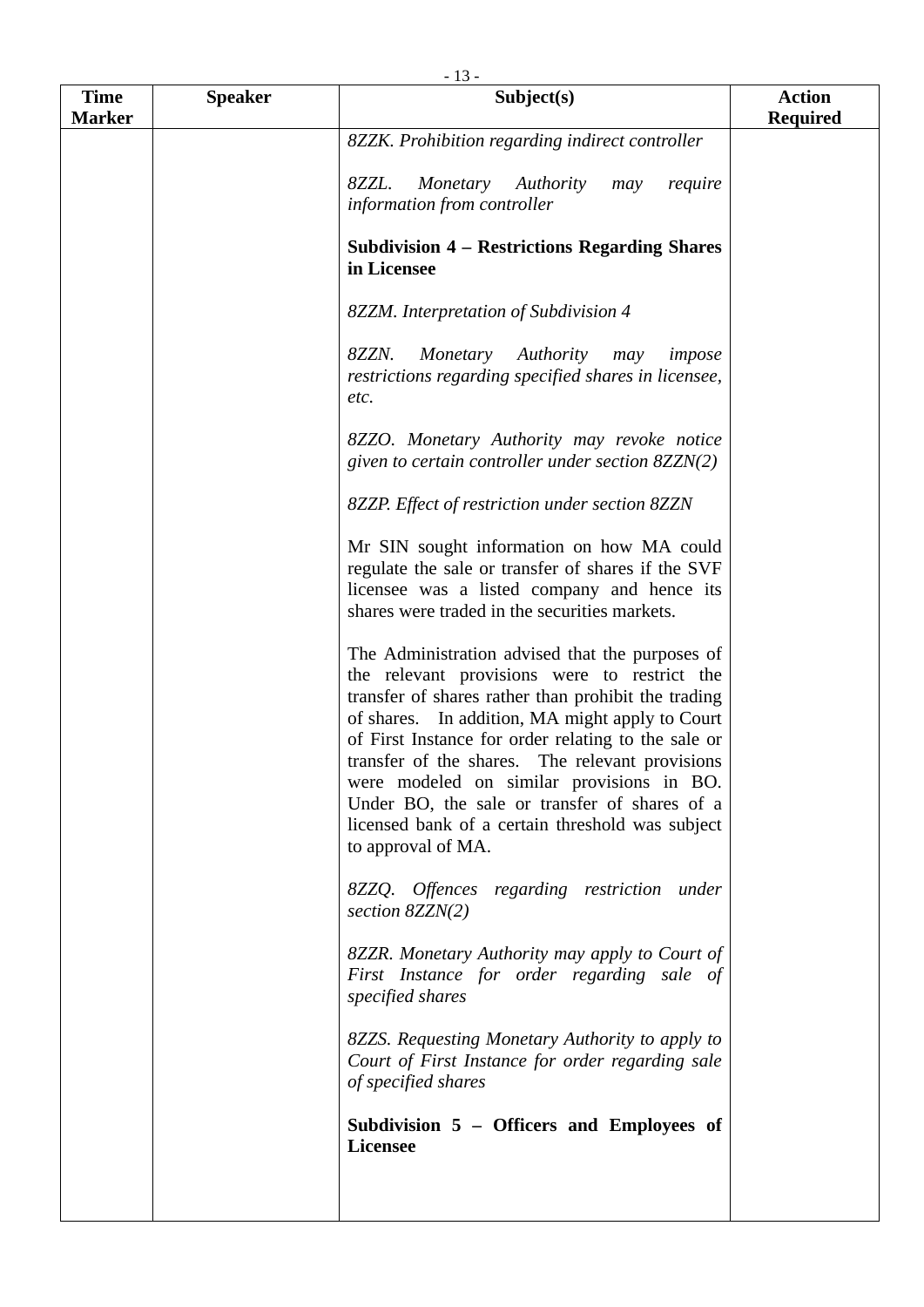| Time Marker | Speaker | Subject(s) | Action Required |
|---|---|---|---|
| | | *8ZZK. Prohibition regarding indirect controller*<br><br>*8ZZL. Monetary Authority may require information from controller*<br><br>**Subdivision 4 – Restrictions Regarding Shares in Licensee**<br><br>*8ZZM. Interpretation of Subdivision 4*<br><br>*8ZZN. Monetary Authority may impose restrictions regarding specified shares in licensee, etc.*<br><br>*8ZZO. Monetary Authority may revoke notice given to certain controller under section 8ZZN(2)*<br><br>*8ZZP. Effect of restriction under section 8ZZN*<br><br>Mr SIN sought information on how MA could regulate the sale or transfer of shares if the SVF licensee was a listed company and hence its shares were traded in the securities markets.<br><br>The Administration advised that the purposes of the relevant provisions were to restrict the transfer of shares rather than prohibit the trading of shares. In addition, MA might apply to Court of First Instance for order relating to the sale or transfer of the shares. The relevant provisions were modeled on similar provisions in BO. Under BO, the sale or transfer of shares of a licensed bank of a certain threshold was subject to approval of MA.<br><br>*8ZZQ. Offences regarding restriction under section 8ZZN(2)*<br><br>*8ZZR. Monetary Authority may apply to Court of First Instance for order regarding sale of specified shares*<br><br>*8ZZS. Requesting Monetary Authority to apply to Court of First Instance for order regarding sale of specified shares*<br><br>**Subdivision 5 – Officers and Employees of Licensee** | |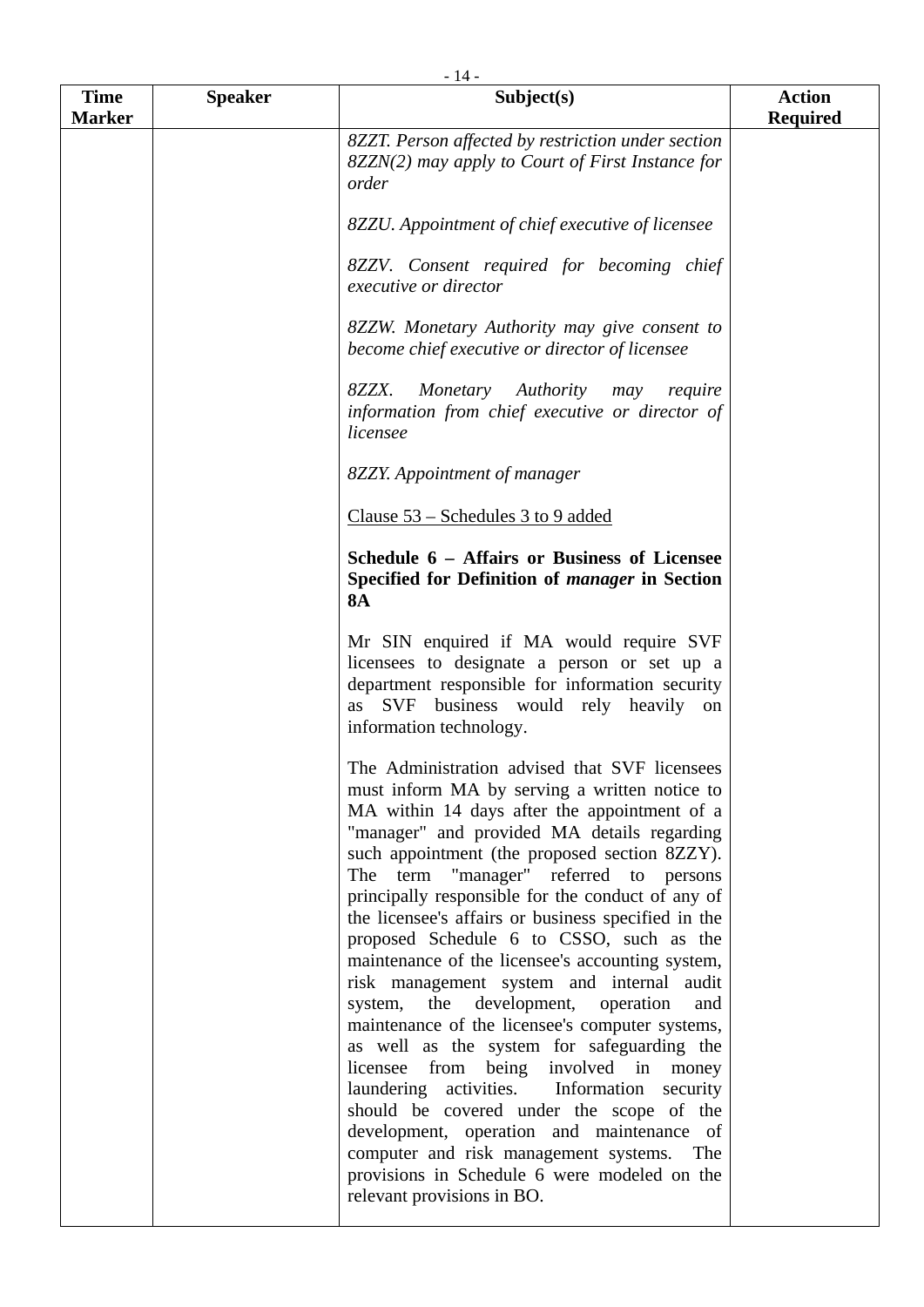| Time Marker | Speaker | Subject(s) | Action Required |
|---|---|---|---|
| | | *8ZZT. Person affected by restriction under section 8ZZN(2) may apply to Court of First Instance for order*<br><br>*8ZZU. Appointment of chief executive of licensee*<br><br>*8ZZV. Consent required for becoming chief executive or director*<br><br>*8ZZW. Monetary Authority may give consent to become chief executive or director of licensee*<br><br>*8ZZX. Monetary Authority may require information from chief executive or director of licensee*<br><br>*8ZZY. Appointment of manager*<br><br>Clause 53 – Schedules 3 to 9 added<br><br>**Schedule 6 – Affairs or Business of Licensee Specified for Definition of *manager* in Section 8A**<br><br>Mr SIN enquired if MA would require SVF licensees to designate a person or set up a department responsible for information security as SVF business would rely heavily on information technology.<br><br>The Administration advised that SVF licensees must inform MA by serving a written notice to MA within 14 days after the appointment of a "manager" and provided MA details regarding such appointment (the proposed section 8ZZY). The term "manager" referred to persons principally responsible for the conduct of any of the licensee's affairs or business specified in the proposed Schedule 6 to CSSO, such as the maintenance of the licensee's accounting system, risk management system and internal audit system, the development, operation and maintenance of the licensee's computer systems, as well as the system for safeguarding the licensee from being involved in money laundering activities. Information security should be covered under the scope of the development, operation and maintenance of computer and risk management systems. The provisions in Schedule 6 were modeled on the relevant provisions in BO. | |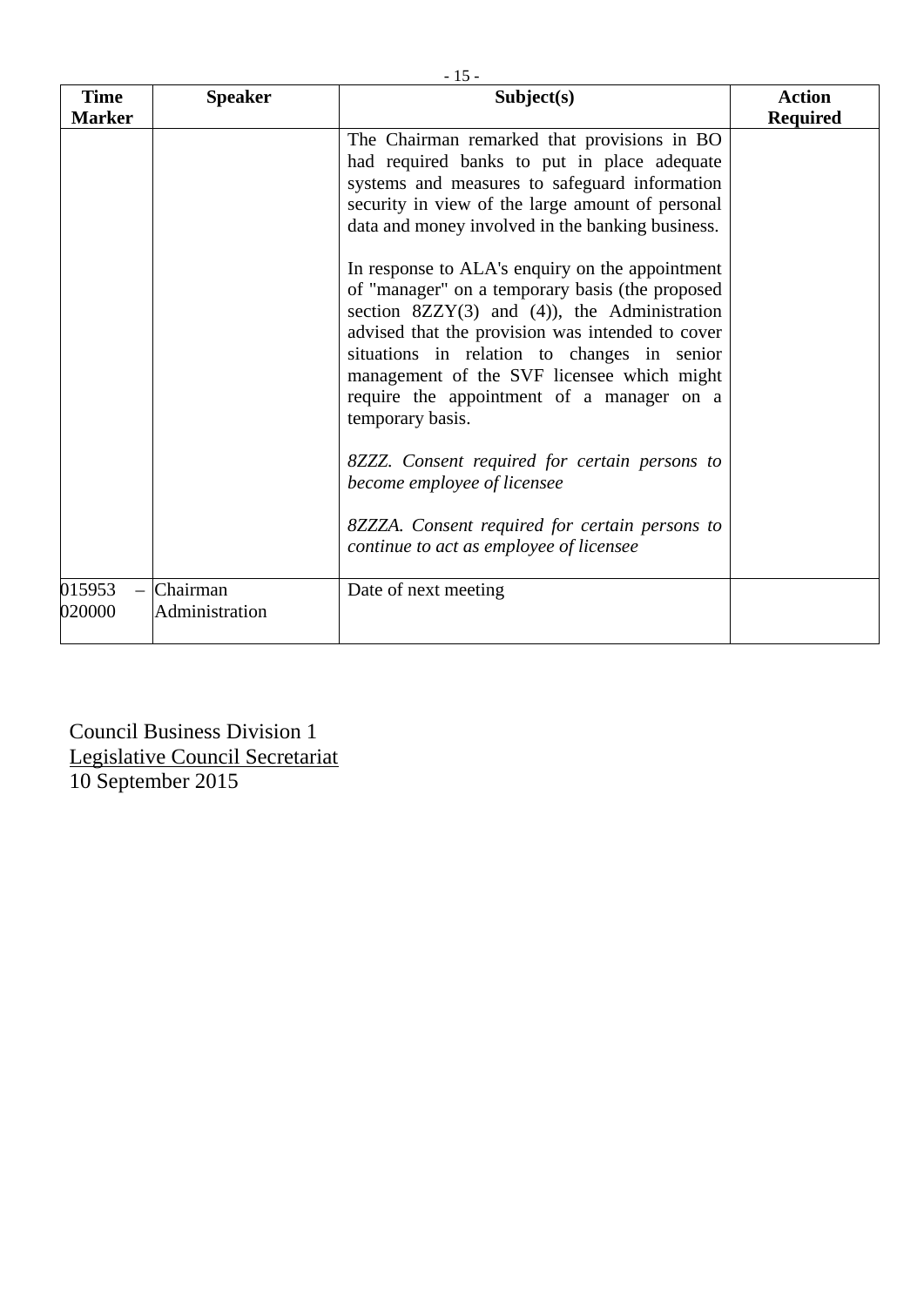| Time Marker | Speaker | Subject(s) | Action Required |
|---|---|---|---|
| | | The Chairman remarked that provisions in BO had required banks to put in place adequate systems and measures to safeguard information security in view of the large amount of personal data and money involved in the banking business.<br><br>In response to ALA's enquiry on the appointment of "manager" on a temporary basis (the proposed section 8ZZY(3) and (4)), the Administration advised that the provision was intended to cover situations in relation to changes in senior management of the SVF licensee which might require the appointment of a manager on a temporary basis.<br><br>*8ZZZ. Consent required for certain persons to become employee of licensee*<br><br>*8ZZZA. Consent required for certain persons to continue to act as employee of licensee* | |
| 015953 – 020000 | Chairman<br>Administration | Date of next meeting | |

Council Business Division 1
Legislative Council Secretariat
10 September 2015